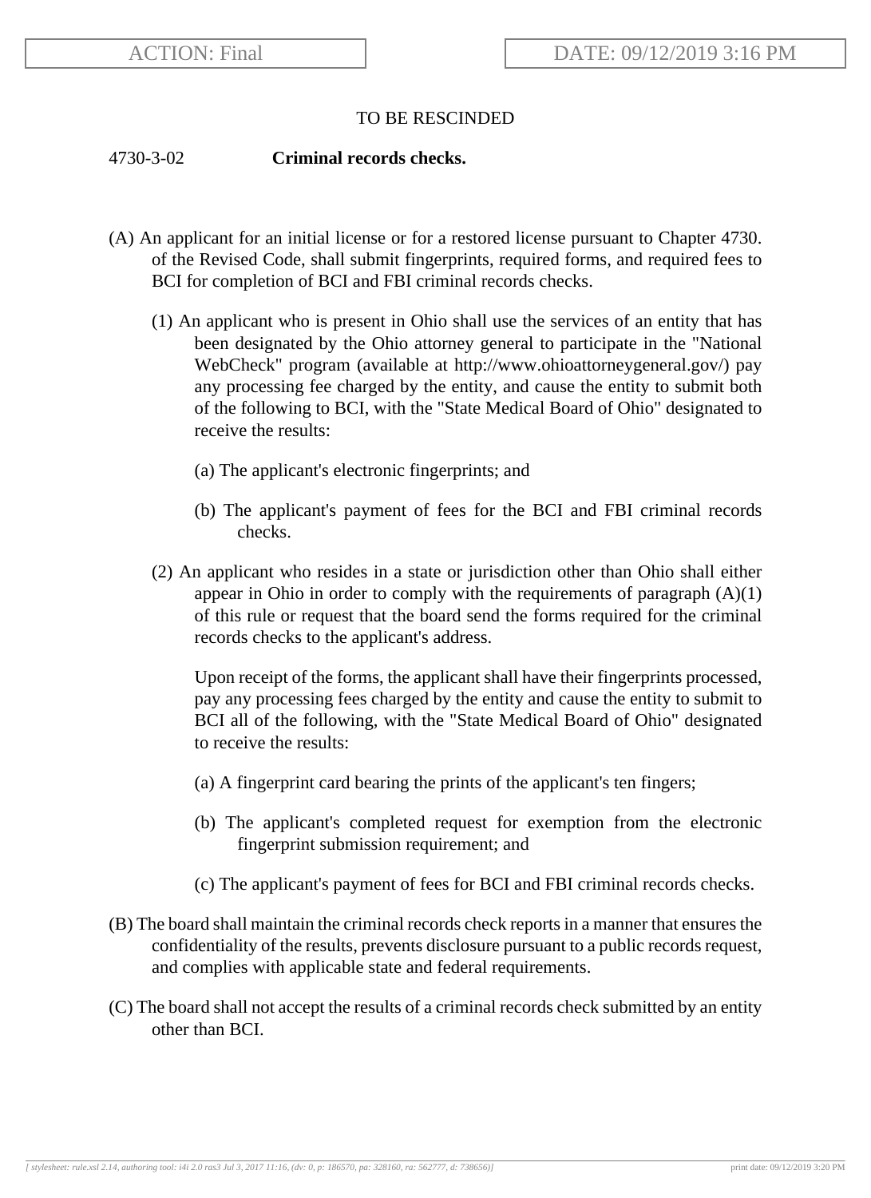ACTION: Final

DATE: 09/12/2019 3:16 PM

TO BE RESCINDED

4730-3-02 **Criminal records checks.**

(A) An applicant for an initial license or for a restored license pursuant to Chapter 4730. of the Revised Code, shall submit fingerprints, required forms, and required fees to BCI for completion of BCI and FBI criminal records checks.

(1) An applicant who is present in Ohio shall use the services of an entity that has been designated by the Ohio attorney general to participate in the "National WebCheck" program (available at http://www.ohioattorneygeneral.gov/) pay any processing fee charged by the entity, and cause the entity to submit both of the following to BCI, with the "State Medical Board of Ohio" designated to receive the results:

(a) The applicant's electronic fingerprints; and

(b) The applicant's payment of fees for the BCI and FBI criminal records checks.

(2) An applicant who resides in a state or jurisdiction other than Ohio shall either appear in Ohio in order to comply with the requirements of paragraph (A)(1) of this rule or request that the board send the forms required for the criminal records checks to the applicant's address.

Upon receipt of the forms, the applicant shall have their fingerprints processed, pay any processing fees charged by the entity and cause the entity to submit to BCI all of the following, with the "State Medical Board of Ohio" designated to receive the results:

(a) A fingerprint card bearing the prints of the applicant's ten fingers;

(b) The applicant's completed request for exemption from the electronic fingerprint submission requirement; and

(c) The applicant's payment of fees for BCI and FBI criminal records checks.

(B) The board shall maintain the criminal records check reports in a manner that ensures the confidentiality of the results, prevents disclosure pursuant to a public records request, and complies with applicable state and federal requirements.

(C) The board shall not accept the results of a criminal records check submitted by an entity other than BCI.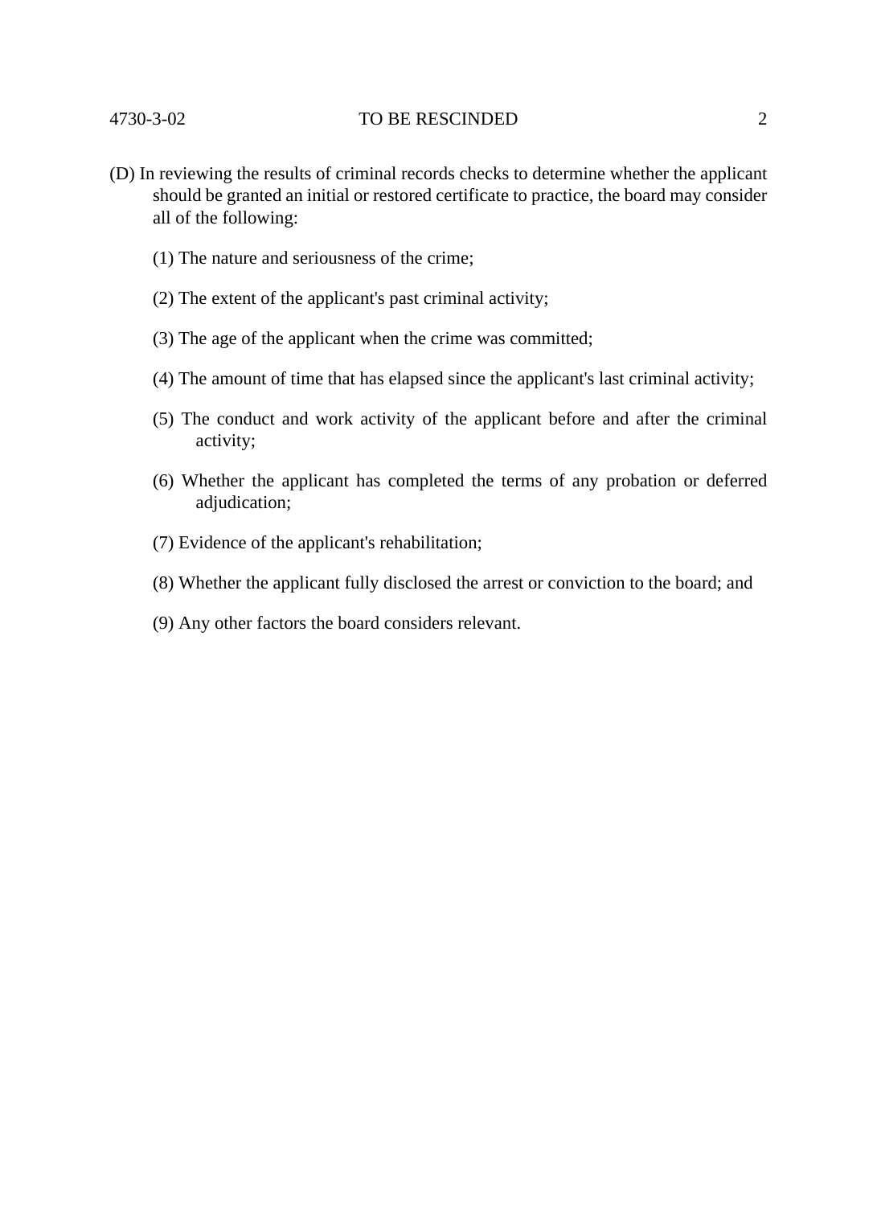(D) In reviewing the results of criminal records checks to determine whether the applicant should be granted an initial or restored certificate to practice, the board may consider all of the following:

(1) The nature and seriousness of the crime;

(2) The extent of the applicant's past criminal activity;

(3) The age of the applicant when the crime was committed;

(4) The amount of time that has elapsed since the applicant's last criminal activity;

(5) The conduct and work activity of the applicant before and after the criminal activity;

(6) Whether the applicant has completed the terms of any probation or deferred adjudication;

(7) Evidence of the applicant's rehabilitation;

(8) Whether the applicant fully disclosed the arrest or conviction to the board; and

(9) Any other factors the board considers relevant.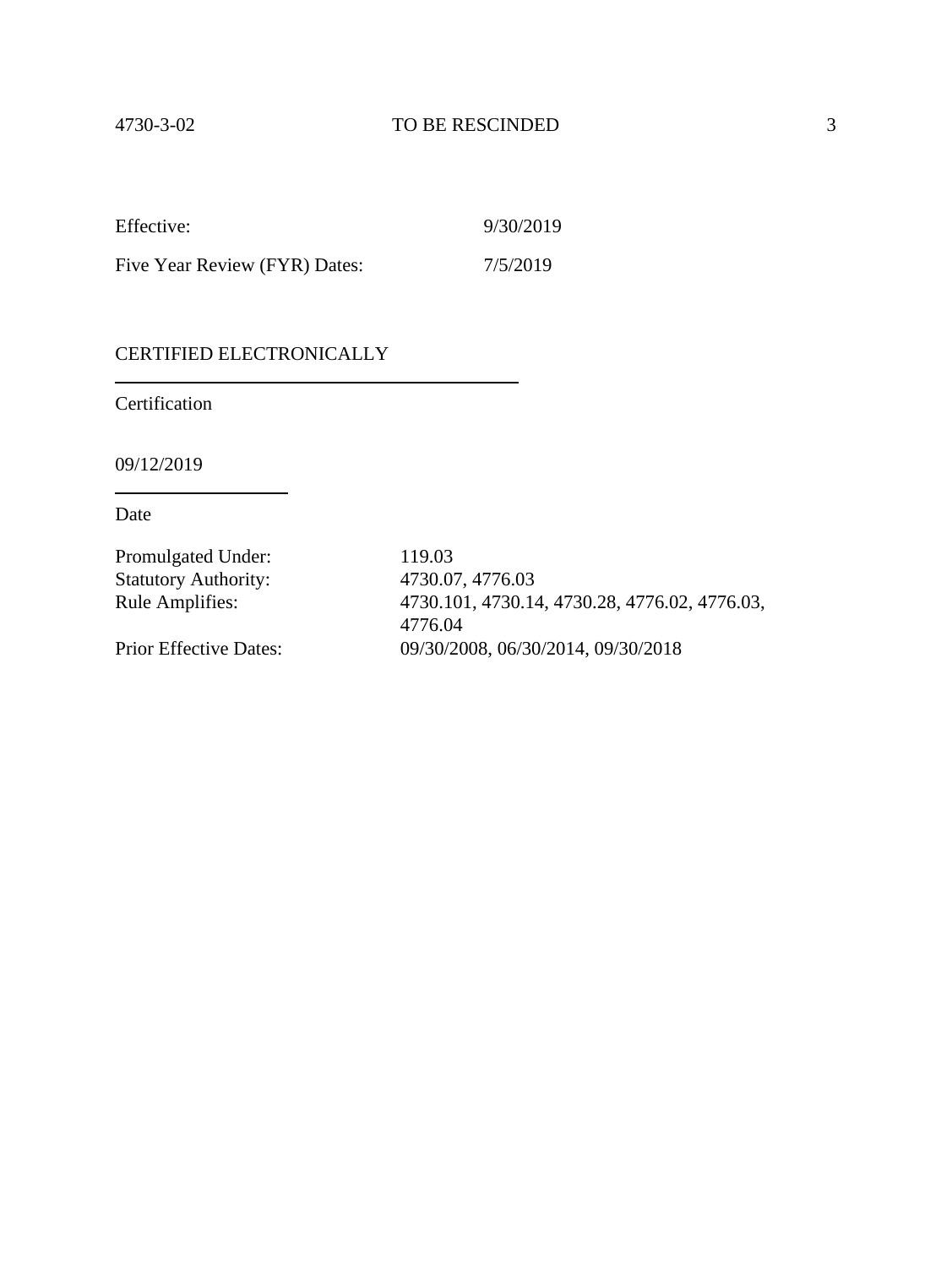Effective: 9/30/2019

Five Year Review (FYR) Dates: 7/5/2019

CERTIFIED ELECTRONICALLY

Certification

09/12/2019

Date

| | |
|---|---|
| Promulgated Under: | 119.03 |
| Statutory Authority: | 4730.07, 4776.03 |
| Rule Amplifies: | 4730.101, 4730.14, 4730.28, 4776.02, 4776.03, 4776.04 |
| Prior Effective Dates: | 09/30/2008, 06/30/2014, 09/30/2018 |